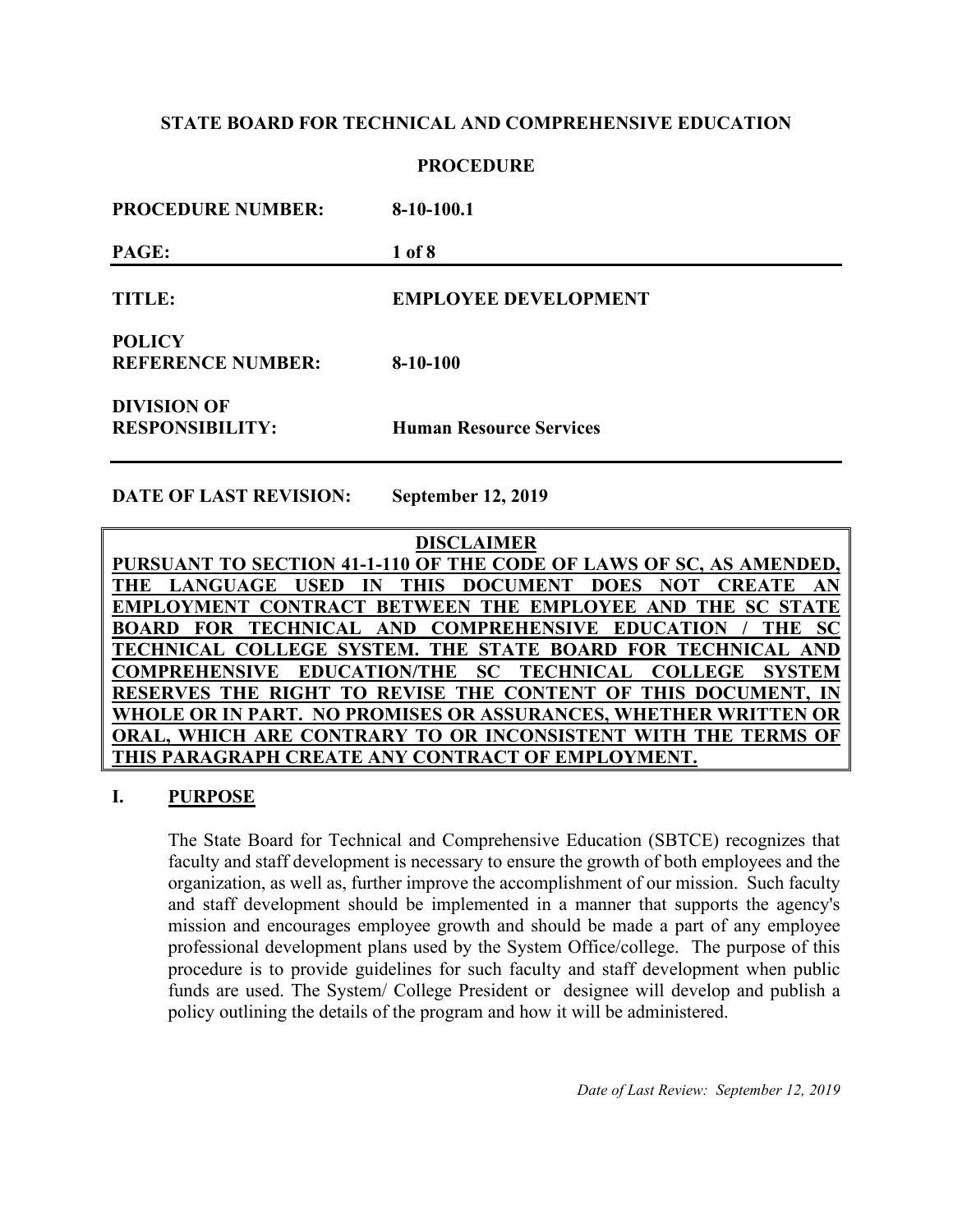**STATE BOARD FOR TECHNICAL AND COMPREHENSIVE EDUCATION**

**PROCEDURE**

| | |
|---|---|
| **PROCEDURE NUMBER:** | **8-10-100.1** |
| **PAGE:** | **1 of 8** |
| **TITLE:** | **EMPLOYEE DEVELOPMENT** |
| **POLICY REFERENCE NUMBER:** | **8-10-100** |
| **DIVISION OF RESPONSIBILITY:** | **Human Resource Services** |
| **DATE OF LAST REVISION:** | **September 12, 2019** |

**DISCLAIMER**

**PURSUANT TO SECTION 41-1-110 OF THE CODE OF LAWS OF SC, AS AMENDED, THE LANGUAGE USED IN THIS DOCUMENT DOES NOT CREATE AN EMPLOYMENT CONTRACT BETWEEN THE EMPLOYEE AND THE SC STATE BOARD FOR TECHNICAL AND COMPREHENSIVE EDUCATION / THE SC TECHNICAL COLLEGE SYSTEM. THE STATE BOARD FOR TECHNICAL AND COMPREHENSIVE EDUCATION/THE SC TECHNICAL COLLEGE SYSTEM RESERVES THE RIGHT TO REVISE THE CONTENT OF THIS DOCUMENT, IN WHOLE OR IN PART. NO PROMISES OR ASSURANCES, WHETHER WRITTEN OR ORAL, WHICH ARE CONTRARY TO OR INCONSISTENT WITH THE TERMS OF THIS PARAGRAPH CREATE ANY CONTRACT OF EMPLOYMENT.**

## I. PURPOSE

The State Board for Technical and Comprehensive Education (SBTCE) recognizes that faculty and staff development is necessary to ensure the growth of both employees and the organization, as well as, further improve the accomplishment of our mission. Such faculty and staff development should be implemented in a manner that supports the agency's mission and encourages employee growth and should be made a part of any employee professional development plans used by the System Office/college. The purpose of this procedure is to provide guidelines for such faculty and staff development when public funds are used. The System/ College President or designee will develop and publish a policy outlining the details of the program and how it will be administered.

*Date of Last Review: September 12, 2019*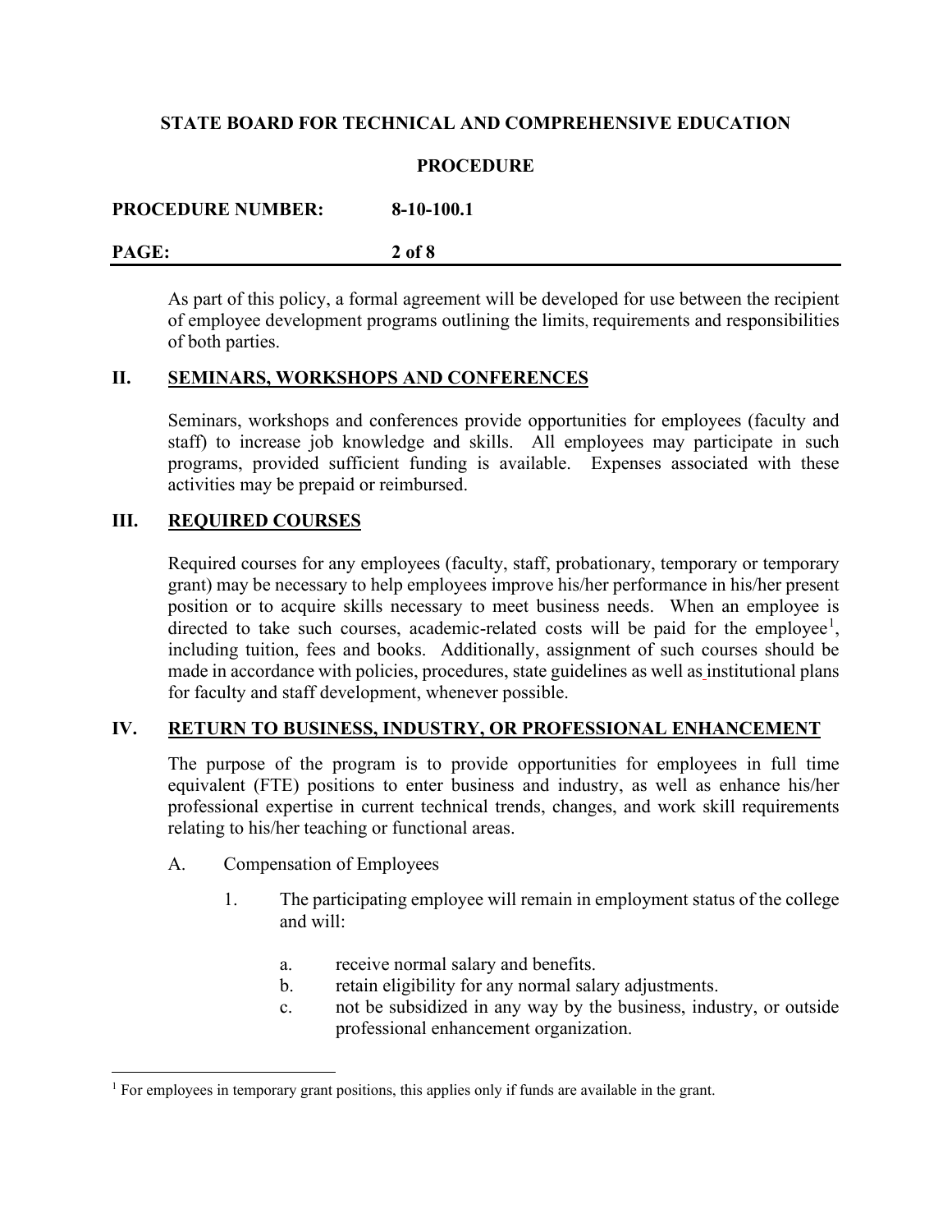As part of this policy, a formal agreement will be developed for use between the recipient of employee development programs outlining the limits, requirements and responsibilities of both parties.

## II. SEMINARS, WORKSHOPS AND CONFERENCES

Seminars, workshops and conferences provide opportunities for employees (faculty and staff) to increase job knowledge and skills. All employees may participate in such programs, provided sufficient funding is available. Expenses associated with these activities may be prepaid or reimbursed.

## III. REQUIRED COURSES

Required courses for any employees (faculty, staff, probationary, temporary or temporary grant) may be necessary to help employees improve his/her performance in his/her present position or to acquire skills necessary to meet business needs. When an employee is directed to take such courses, academic-related costs will be paid for the employee[1], including tuition, fees and books. Additionally, assignment of such courses should be made in accordance with policies, procedures, state guidelines as well as institutional plans for faculty and staff development, whenever possible.

## IV. RETURN TO BUSINESS, INDUSTRY, OR PROFESSIONAL ENHANCEMENT

The purpose of the program is to provide opportunities for employees in full time equivalent (FTE) positions to enter business and industry, as well as enhance his/her professional expertise in current technical trends, changes, and work skill requirements relating to his/her teaching or functional areas.

A. Compensation of Employees

1. The participating employee will remain in employment status of the college and will:

   a. receive normal salary and benefits.

   b. retain eligibility for any normal salary adjustments.

   c. not be subsidized in any way by the business, industry, or outside professional enhancement organization.

---

[1] For employees in temporary grant positions, this applies only if funds are available in the grant.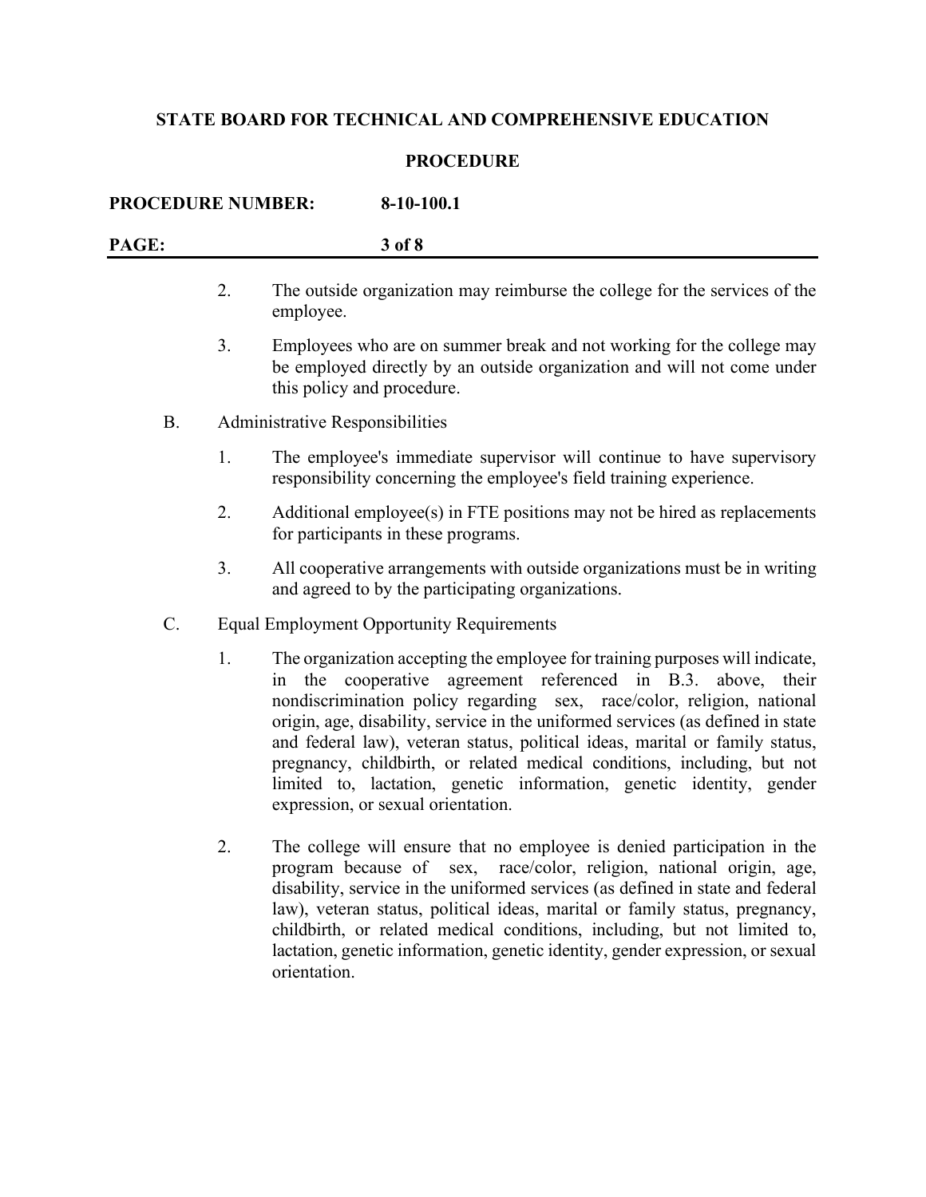2. The outside organization may reimburse the college for the services of the employee.

3. Employees who are on summer break and not working for the college may be employed directly by an outside organization and will not come under this policy and procedure.

B. Administrative Responsibilities

1. The employee's immediate supervisor will continue to have supervisory responsibility concerning the employee's field training experience.

2. Additional employee(s) in FTE positions may not be hired as replacements for participants in these programs.

3. All cooperative arrangements with outside organizations must be in writing and agreed to by the participating organizations.

C. Equal Employment Opportunity Requirements

1. The organization accepting the employee for training purposes will indicate, in the cooperative agreement referenced in B.3. above, their nondiscrimination policy regarding sex, race/color, religion, national origin, age, disability, service in the uniformed services (as defined in state and federal law), veteran status, political ideas, marital or family status, pregnancy, childbirth, or related medical conditions, including, but not limited to, lactation, genetic information, genetic identity, gender expression, or sexual orientation.

2. The college will ensure that no employee is denied participation in the program because of sex, race/color, religion, national origin, age, disability, service in the uniformed services (as defined in state and federal law), veteran status, political ideas, marital or family status, pregnancy, childbirth, or related medical conditions, including, but not limited to, lactation, genetic information, genetic identity, gender expression, or sexual orientation.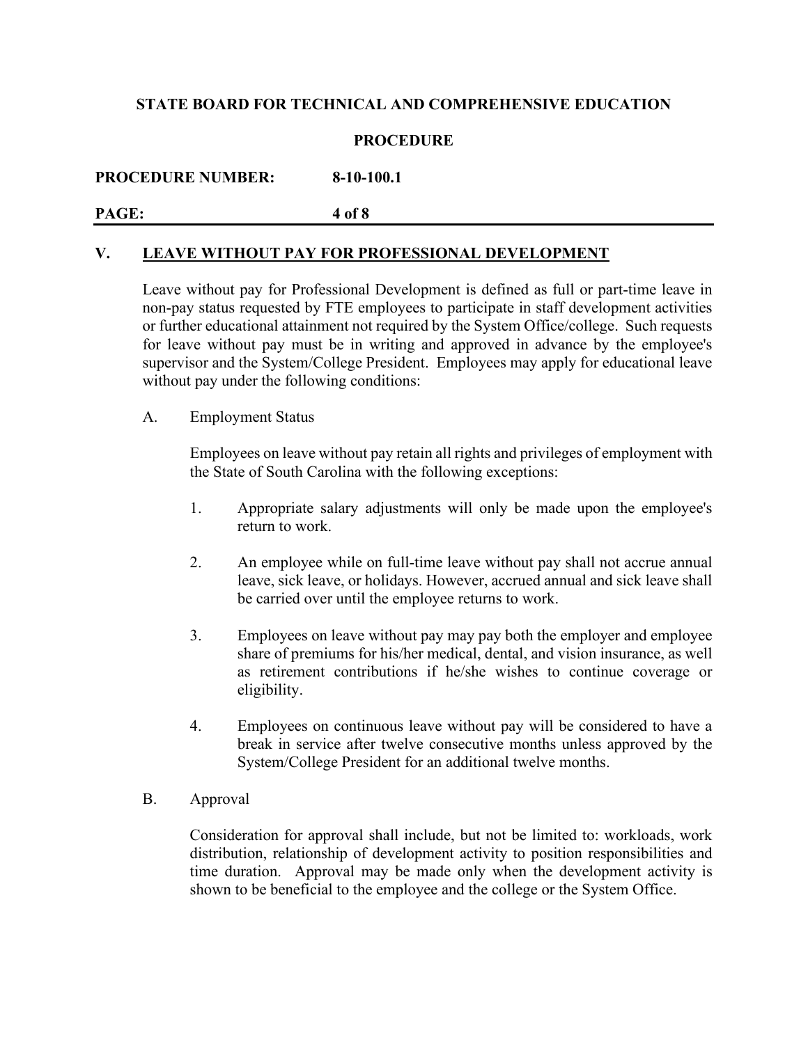## V. LEAVE WITHOUT PAY FOR PROFESSIONAL DEVELOPMENT

Leave without pay for Professional Development is defined as full or part-time leave in non-pay status requested by FTE employees to participate in staff development activities or further educational attainment not required by the System Office/college. Such requests for leave without pay must be in writing and approved in advance by the employee's supervisor and the System/College President. Employees may apply for educational leave without pay under the following conditions:

### A. Employment Status

Employees on leave without pay retain all rights and privileges of employment with the State of South Carolina with the following exceptions:

1. Appropriate salary adjustments will only be made upon the employee's return to work.
2. An employee while on full-time leave without pay shall not accrue annual leave, sick leave, or holidays. However, accrued annual and sick leave shall be carried over until the employee returns to work.
3. Employees on leave without pay may pay both the employer and employee share of premiums for his/her medical, dental, and vision insurance, as well as retirement contributions if he/she wishes to continue coverage or eligibility.
4. Employees on continuous leave without pay will be considered to have a break in service after twelve consecutive months unless approved by the System/College President for an additional twelve months.

### B. Approval

Consideration for approval shall include, but not be limited to: workloads, work distribution, relationship of development activity to position responsibilities and time duration. Approval may be made only when the development activity is shown to be beneficial to the employee and the college or the System Office.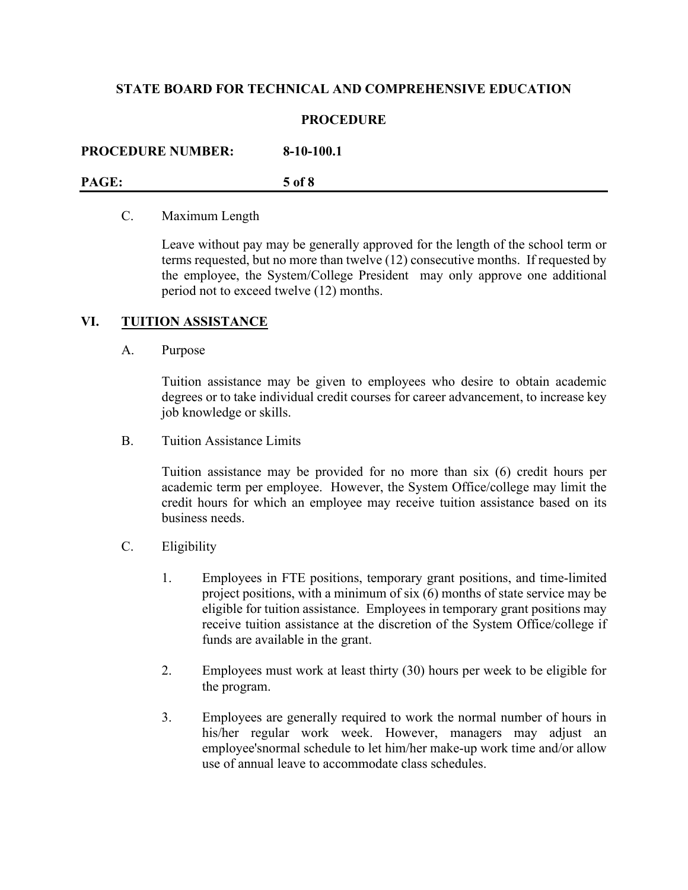C. Maximum Length

Leave without pay may be generally approved for the length of the school term or terms requested, but no more than twelve (12) consecutive months. If requested by the employee, the System/College President may only approve one additional period not to exceed twelve (12) months.

## VI. TUITION ASSISTANCE

A. Purpose

Tuition assistance may be given to employees who desire to obtain academic degrees or to take individual credit courses for career advancement, to increase key job knowledge or skills.

B. Tuition Assistance Limits

Tuition assistance may be provided for no more than six (6) credit hours per academic term per employee. However, the System Office/college may limit the credit hours for which an employee may receive tuition assistance based on its business needs.

C. Eligibility

1. Employees in FTE positions, temporary grant positions, and time-limited project positions, with a minimum of six (6) months of state service may be eligible for tuition assistance. Employees in temporary grant positions may receive tuition assistance at the discretion of the System Office/college if funds are available in the grant.

2. Employees must work at least thirty (30) hours per week to be eligible for the program.

3. Employees are generally required to work the normal number of hours in his/her regular work week. However, managers may adjust an employee'snormal schedule to let him/her make-up work time and/or allow use of annual leave to accommodate class schedules.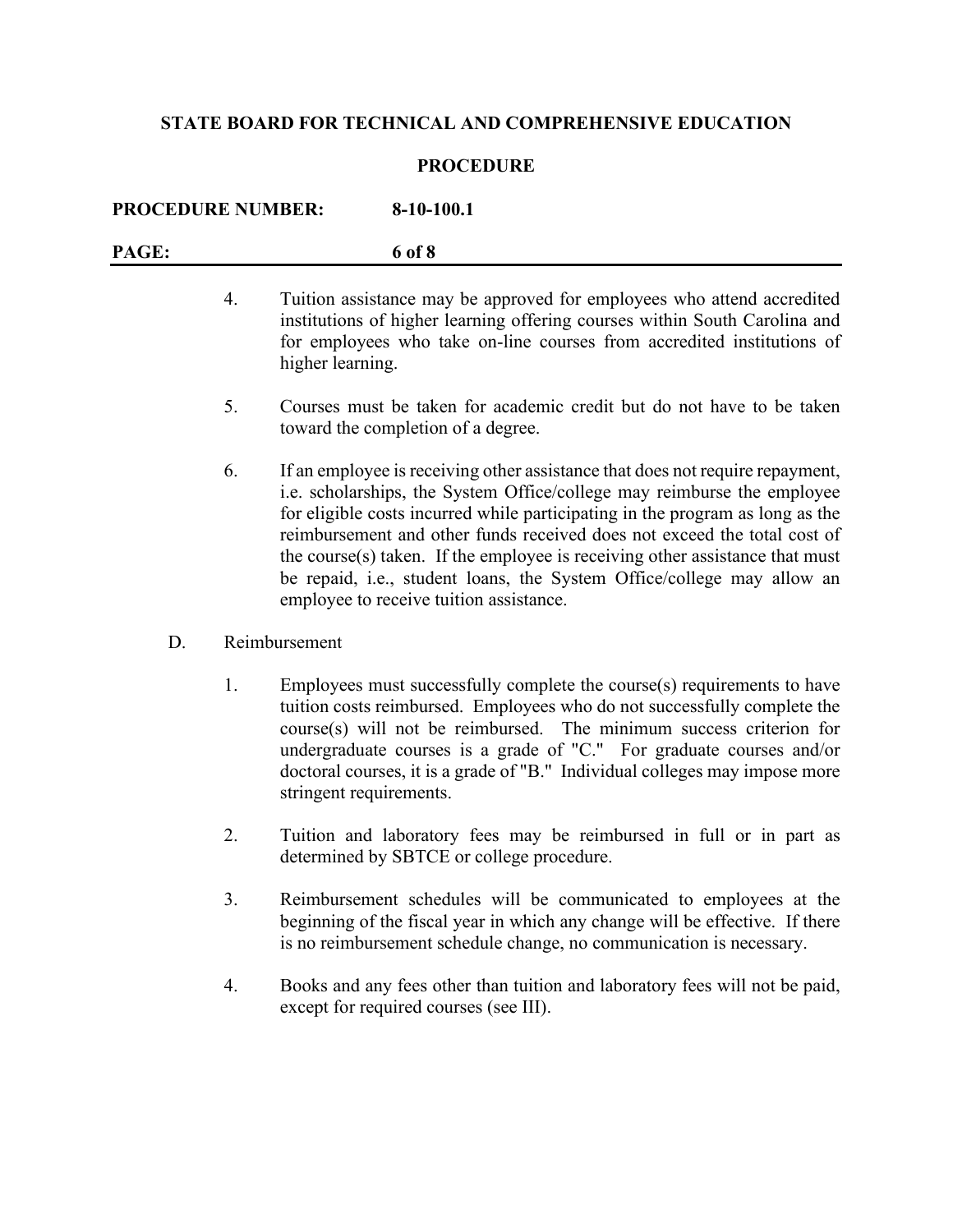4. Tuition assistance may be approved for employees who attend accredited institutions of higher learning offering courses within South Carolina and for employees who take on-line courses from accredited institutions of higher learning.

5. Courses must be taken for academic credit but do not have to be taken toward the completion of a degree.

6. If an employee is receiving other assistance that does not require repayment, i.e. scholarships, the System Office/college may reimburse the employee for eligible costs incurred while participating in the program as long as the reimbursement and other funds received does not exceed the total cost of the course(s) taken. If the employee is receiving other assistance that must be repaid, i.e., student loans, the System Office/college may allow an employee to receive tuition assistance.

D. Reimbursement

1. Employees must successfully complete the course(s) requirements to have tuition costs reimbursed. Employees who do not successfully complete the course(s) will not be reimbursed. The minimum success criterion for undergraduate courses is a grade of "C." For graduate courses and/or doctoral courses, it is a grade of "B." Individual colleges may impose more stringent requirements.

2. Tuition and laboratory fees may be reimbursed in full or in part as determined by SBTCE or college procedure.

3. Reimbursement schedules will be communicated to employees at the beginning of the fiscal year in which any change will be effective. If there is no reimbursement schedule change, no communication is necessary.

4. Books and any fees other than tuition and laboratory fees will not be paid, except for required courses (see III).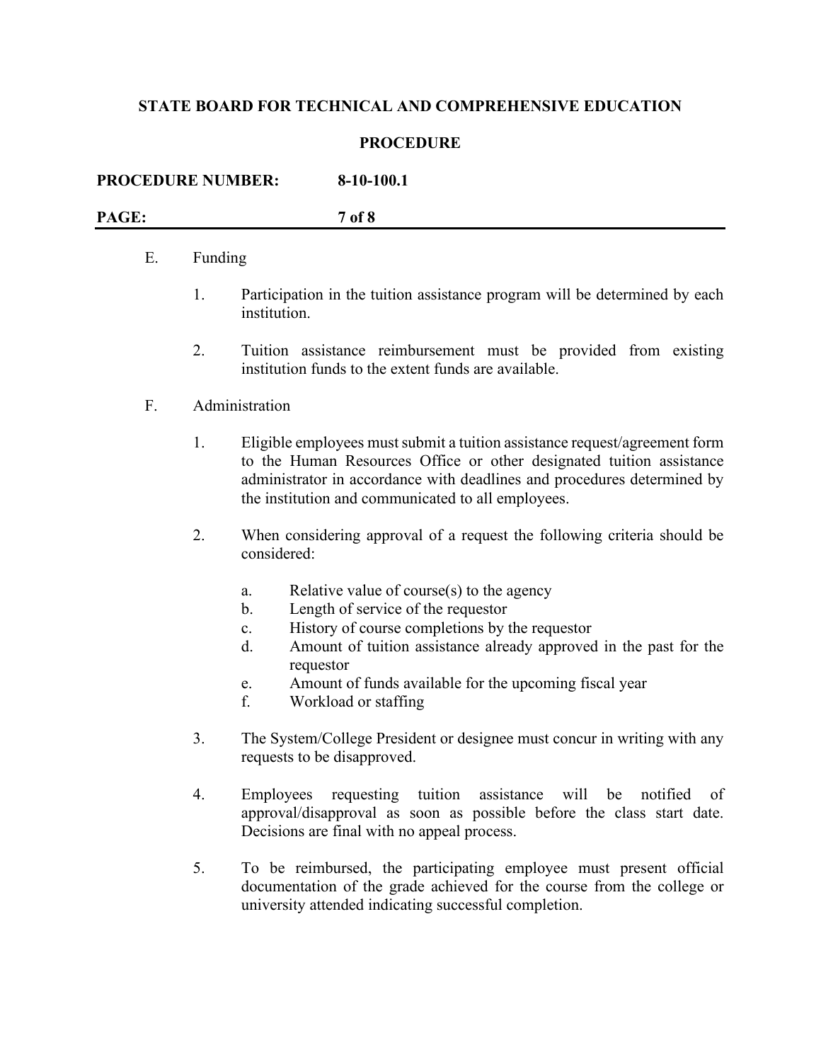E. Funding

1. Participation in the tuition assistance program will be determined by each institution.

2. Tuition assistance reimbursement must be provided from existing institution funds to the extent funds are available.

F. Administration

1. Eligible employees must submit a tuition assistance request/agreement form to the Human Resources Office or other designated tuition assistance administrator in accordance with deadlines and procedures determined by the institution and communicated to all employees.

2. When considering approval of a request the following criteria should be considered:

   a. Relative value of course(s) to the agency
   b. Length of service of the requestor
   c. History of course completions by the requestor
   d. Amount of tuition assistance already approved in the past for the requestor
   e. Amount of funds available for the upcoming fiscal year
   f. Workload or staffing

3. The System/College President or designee must concur in writing with any requests to be disapproved.

4. Employees requesting tuition assistance will be notified of approval/disapproval as soon as possible before the class start date. Decisions are final with no appeal process.

5. To be reimbursed, the participating employee must present official documentation of the grade achieved for the course from the college or university attended indicating successful completion.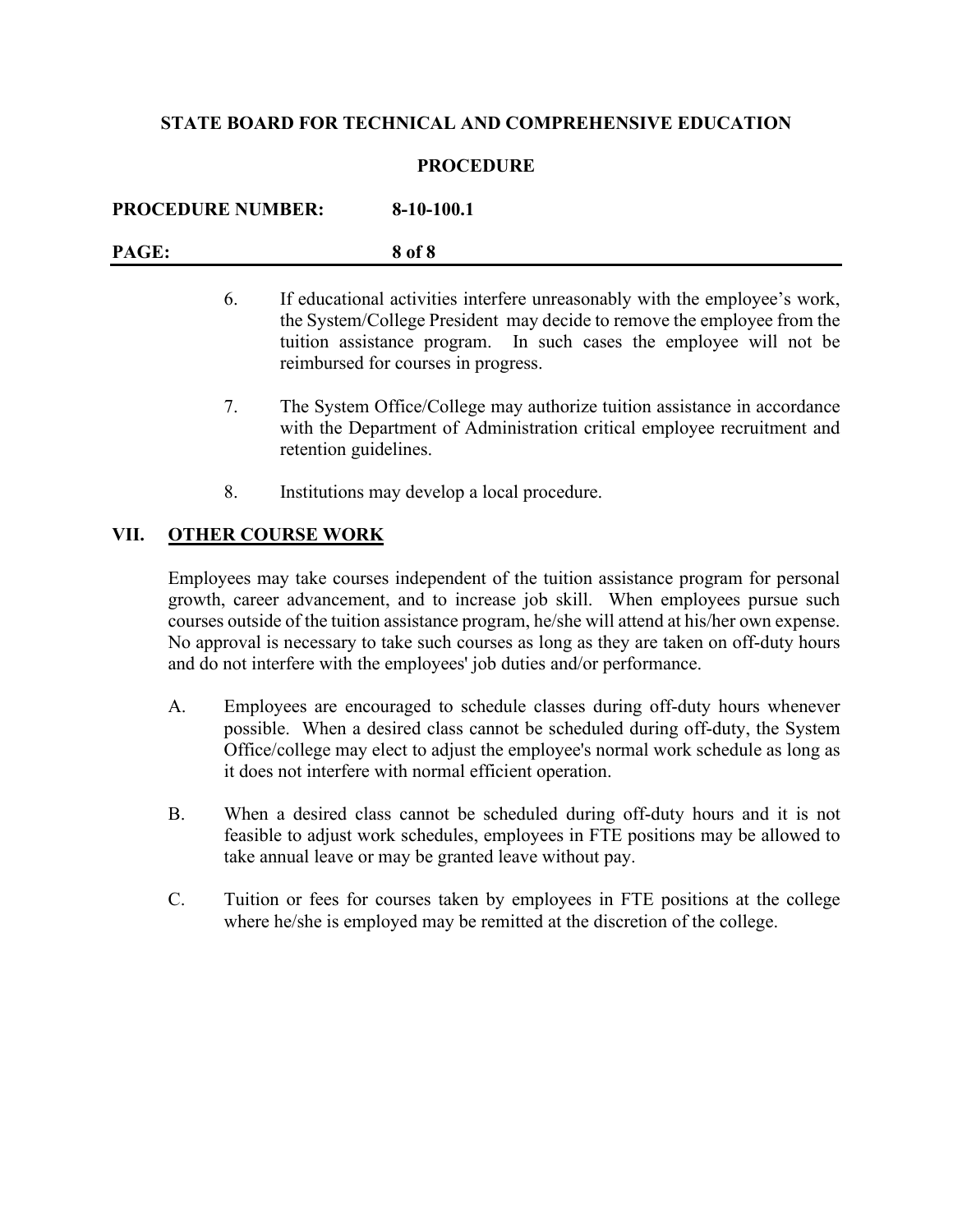6. If educational activities interfere unreasonably with the employee's work, the System/College President may decide to remove the employee from the tuition assistance program. In such cases the employee will not be reimbursed for courses in progress.

7. The System Office/College may authorize tuition assistance in accordance with the Department of Administration critical employee recruitment and retention guidelines.

8. Institutions may develop a local procedure.

## VII. <u>OTHER COURSE WORK</u>

Employees may take courses independent of the tuition assistance program for personal growth, career advancement, and to increase job skill. When employees pursue such courses outside of the tuition assistance program, he/she will attend at his/her own expense. No approval is necessary to take such courses as long as they are taken on off-duty hours and do not interfere with the employees' job duties and/or performance.

A. Employees are encouraged to schedule classes during off-duty hours whenever possible. When a desired class cannot be scheduled during off-duty, the System Office/college may elect to adjust the employee's normal work schedule as long as it does not interfere with normal efficient operation.

B. When a desired class cannot be scheduled during off-duty hours and it is not feasible to adjust work schedules, employees in FTE positions may be allowed to take annual leave or may be granted leave without pay.

C. Tuition or fees for courses taken by employees in FTE positions at the college where he/she is employed may be remitted at the discretion of the college.